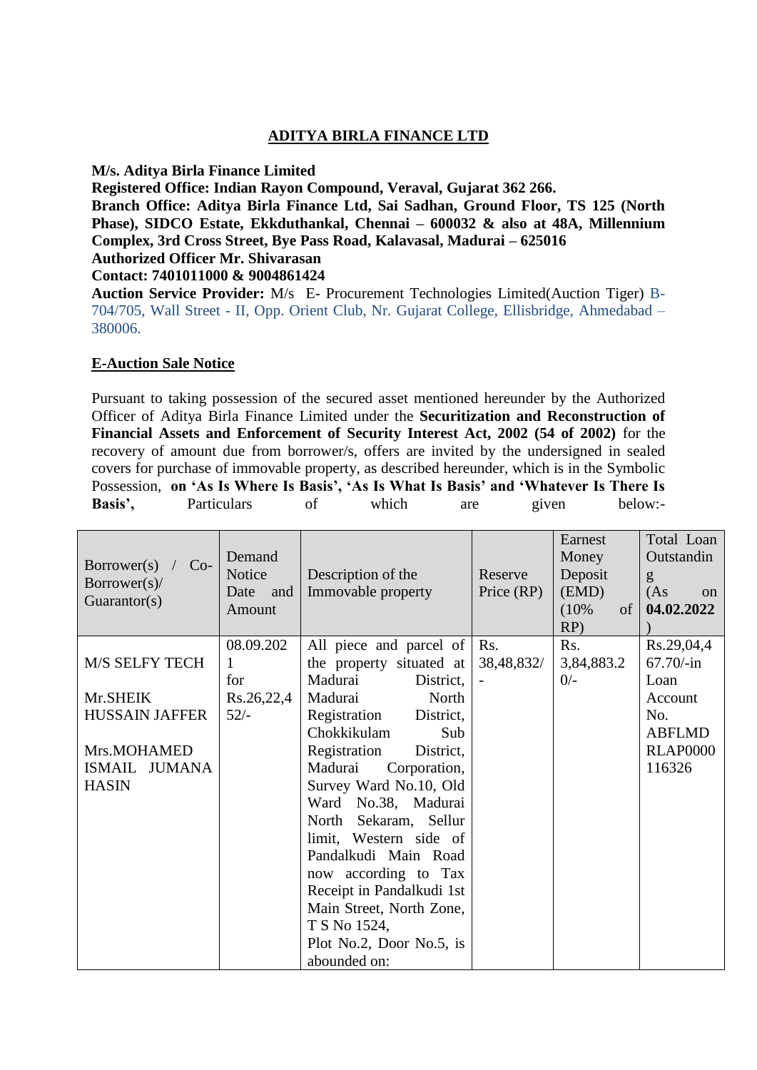# ADITYA BIRLA FINANCE LTD

**M/s. Aditya Birla Finance Limited**
**Registered Office: Indian Rayon Compound, Veraval, Gujarat 362 266.**
**Branch Office: Aditya Birla Finance Ltd, Sai Sadhan, Ground Floor, TS 125 (North Phase), SIDCO Estate, Ekkduthankal, Chennai – 600032 & also at 48A, Millennium Complex, 3rd Cross Street, Bye Pass Road, Kalavasal, Madurai – 625016**
**Authorized Officer Mr. Shivarasan**
**Contact: 7401011000 & 9004861424**
**Auction Service Provider:** M/s E- Procurement Technologies Limited(Auction Tiger) B-704/705, Wall Street - II, Opp. Orient Club, Nr. Gujarat College, Ellisbridge, Ahmedabad – 380006.

## E-Auction Sale Notice

Pursuant to taking possession of the secured asset mentioned hereunder by the Authorized Officer of Aditya Birla Finance Limited under the **Securitization and Reconstruction of Financial Assets and Enforcement of Security Interest Act, 2002 (54 of 2002)** for the recovery of amount due from borrower/s, offers are invited by the undersigned in sealed covers for purchase of immovable property, as described hereunder, which is in the Symbolic Possession, **on 'As Is Where Is Basis', 'As Is What Is Basis' and 'Whatever Is There Is Basis',** Particulars of which are given below:-

| Borrower(s) / Co-Borrower(s)/ Guarantor(s) | Demand Notice Date and Amount | Description of the Immovable property | Reserve Price (RP) | Earnest Money Deposit (EMD) (10% of RP) | Total Loan Outstanding (As on **04.02.2022**) |
|---|---|---|---|---|---|
| M/S SELFY TECH<br><br>Mr.SHEIK HUSSAIN JAFFER<br><br>Mrs.MOHAMED ISMAIL JUMANA HASIN | 08.09.2021 for Rs.26,22,452/- | All piece and parcel of the property situated at Madurai District, Madurai North Registration District, Chokkikulam Sub Registration District, Madurai Corporation, Survey Ward No.10, Old Ward No.38, Madurai North Sekaram, Sellur limit, Western side of Pandalkudi Main Road now according to Tax Receipt in Pandalkudi 1st Main Street, North Zone, T S No 1524,<br>Plot No.2, Door No.5, is abounded on: | Rs. 38,48,832/- | Rs. 3,84,883.20/- | Rs.29,04,467.70/-in Loan Account No. ABFLMDRLAP0000116326 |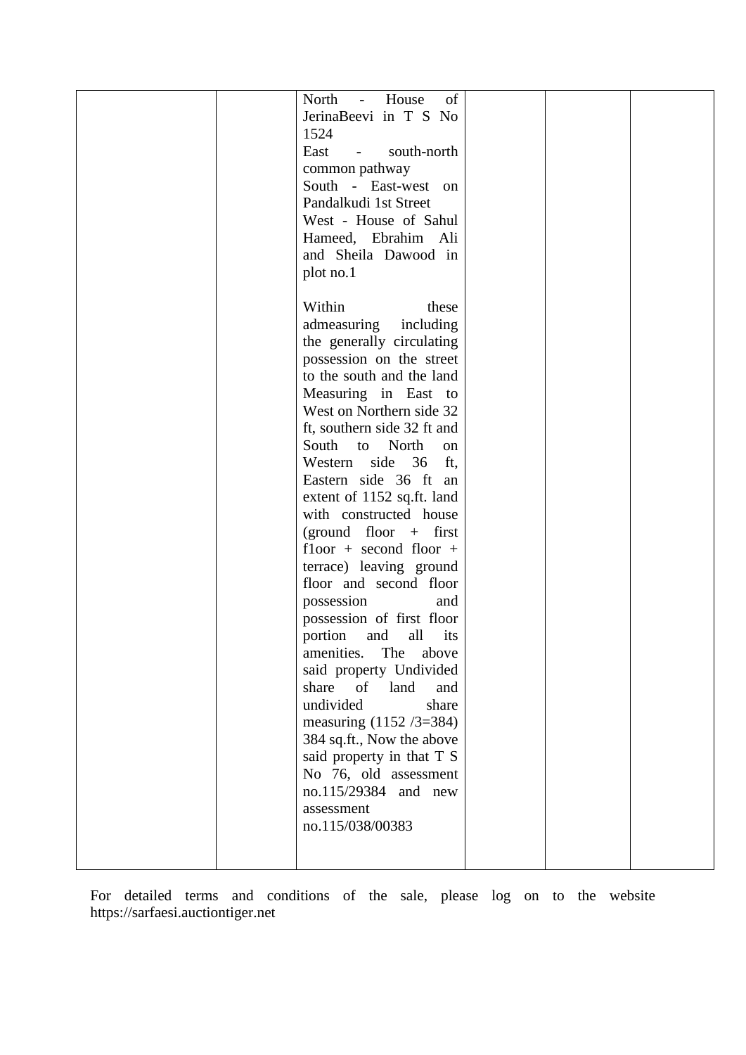| | | | | | |
|---|---|---|---|---|---|
| | | North - House of JerinaBeevi in T S No 1524<br>East - south-north common pathway<br>South - East-west on Pandalkudi 1st Street<br>West - House of Sahul Hameed, Ebrahim Ali and Sheila Dawood in plot no.1<br><br>Within these admeasuring including the generally circulating possession on the street to the south and the land Measuring in East to West on Northern side 32 ft, southern side 32 ft and South to North on Western side 36 ft, Eastern side 36 ft an extent of 1152 sq.ft. land with constructed house (ground floor + first f1oor + second floor + terrace) leaving ground floor and second floor possession and possession of first floor portion and all its amenities. The above said property Undivided share of land and undivided share measuring (1152 /3=384) 384 sq.ft., Now the above said property in that T S No 76, old assessment no.115/29384 and new assessment no.115/038/00383 | | | |

For detailed terms and conditions of the sale, please log on to the website https://sarfaesi.auctiontiger.net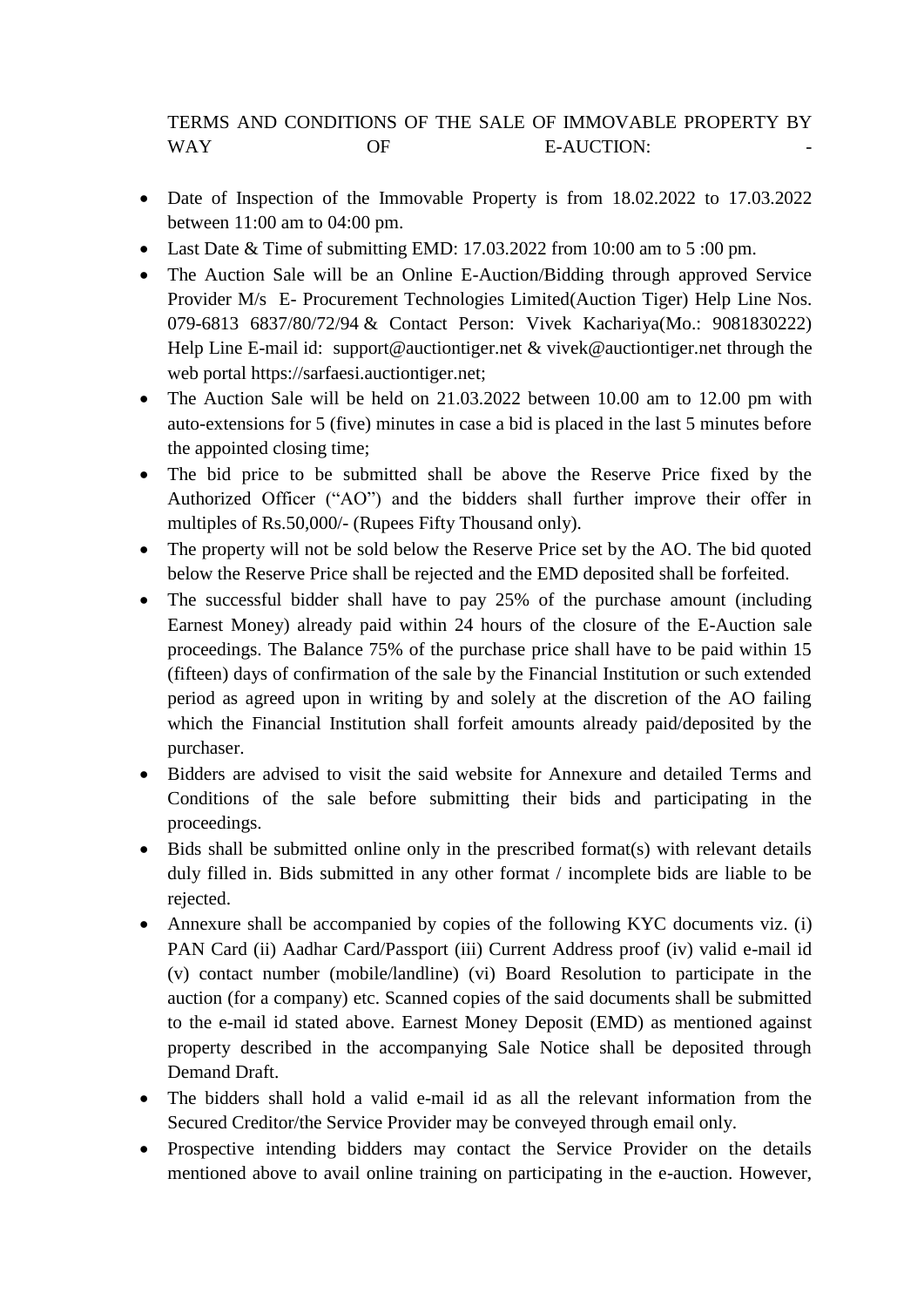TERMS AND CONDITIONS OF THE SALE OF IMMOVABLE PROPERTY BY WAY OF E-AUCTION: -

- Date of Inspection of the Immovable Property is from 18.02.2022 to 17.03.2022 between 11:00 am to 04:00 pm.
- Last Date & Time of submitting EMD: 17.03.2022 from 10:00 am to 5 :00 pm.
- The Auction Sale will be an Online E-Auction/Bidding through approved Service Provider M/s E- Procurement Technologies Limited(Auction Tiger) Help Line Nos. 079-6813 6837/80/72/94 & Contact Person: Vivek Kachariya(Mo.: 9081830222) Help Line E-mail id: support@auctiontiger.net & vivek@auctiontiger.net through the web portal https://sarfaesi.auctiontiger.net;
- The Auction Sale will be held on 21.03.2022 between 10.00 am to 12.00 pm with auto-extensions for 5 (five) minutes in case a bid is placed in the last 5 minutes before the appointed closing time;
- The bid price to be submitted shall be above the Reserve Price fixed by the Authorized Officer ("AO") and the bidders shall further improve their offer in multiples of Rs.50,000/- (Rupees Fifty Thousand only).
- The property will not be sold below the Reserve Price set by the AO. The bid quoted below the Reserve Price shall be rejected and the EMD deposited shall be forfeited.
- The successful bidder shall have to pay 25% of the purchase amount (including Earnest Money) already paid within 24 hours of the closure of the E-Auction sale proceedings. The Balance 75% of the purchase price shall have to be paid within 15 (fifteen) days of confirmation of the sale by the Financial Institution or such extended period as agreed upon in writing by and solely at the discretion of the AO failing which the Financial Institution shall forfeit amounts already paid/deposited by the purchaser.
- Bidders are advised to visit the said website for Annexure and detailed Terms and Conditions of the sale before submitting their bids and participating in the proceedings.
- Bids shall be submitted online only in the prescribed format(s) with relevant details duly filled in. Bids submitted in any other format / incomplete bids are liable to be rejected.
- Annexure shall be accompanied by copies of the following KYC documents viz. (i) PAN Card (ii) Aadhar Card/Passport (iii) Current Address proof (iv) valid e-mail id (v) contact number (mobile/landline) (vi) Board Resolution to participate in the auction (for a company) etc. Scanned copies of the said documents shall be submitted to the e-mail id stated above. Earnest Money Deposit (EMD) as mentioned against property described in the accompanying Sale Notice shall be deposited through Demand Draft.
- The bidders shall hold a valid e-mail id as all the relevant information from the Secured Creditor/the Service Provider may be conveyed through email only.
- Prospective intending bidders may contact the Service Provider on the details mentioned above to avail online training on participating in the e-auction. However,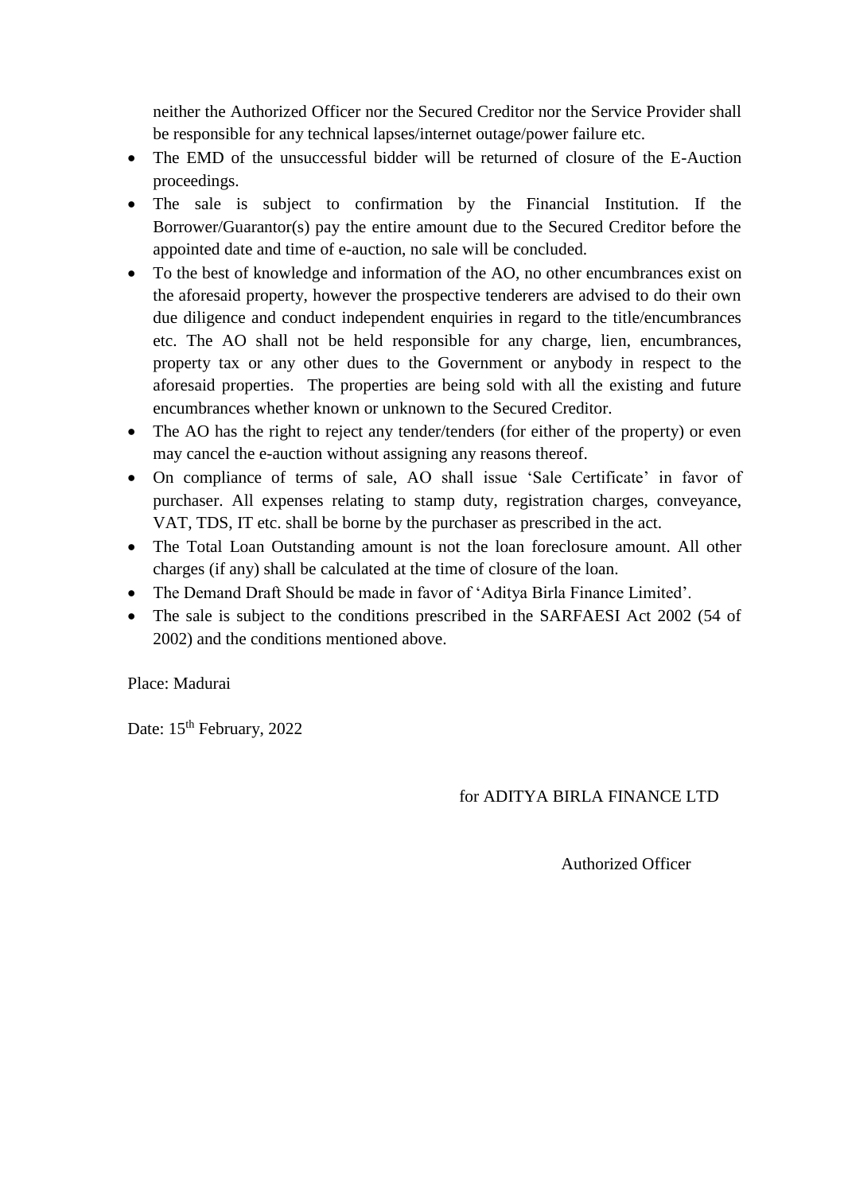neither the Authorized Officer nor the Secured Creditor nor the Service Provider shall be responsible for any technical lapses/internet outage/power failure etc.

- The EMD of the unsuccessful bidder will be returned of closure of the E-Auction proceedings.
- The sale is subject to confirmation by the Financial Institution. If the Borrower/Guarantor(s) pay the entire amount due to the Secured Creditor before the appointed date and time of e-auction, no sale will be concluded.
- To the best of knowledge and information of the AO, no other encumbrances exist on the aforesaid property, however the prospective tenderers are advised to do their own due diligence and conduct independent enquiries in regard to the title/encumbrances etc. The AO shall not be held responsible for any charge, lien, encumbrances, property tax or any other dues to the Government or anybody in respect to the aforesaid properties. The properties are being sold with all the existing and future encumbrances whether known or unknown to the Secured Creditor.
- The AO has the right to reject any tender/tenders (for either of the property) or even may cancel the e-auction without assigning any reasons thereof.
- On compliance of terms of sale, AO shall issue 'Sale Certificate' in favor of purchaser. All expenses relating to stamp duty, registration charges, conveyance, VAT, TDS, IT etc. shall be borne by the purchaser as prescribed in the act.
- The Total Loan Outstanding amount is not the loan foreclosure amount. All other charges (if any) shall be calculated at the time of closure of the loan.
- The Demand Draft Should be made in favor of 'Aditya Birla Finance Limited'.
- The sale is subject to the conditions prescribed in the SARFAESI Act 2002 (54 of 2002) and the conditions mentioned above.

Place: Madurai

Date: 15th February, 2022

for ADITYA BIRLA FINANCE LTD

Authorized Officer